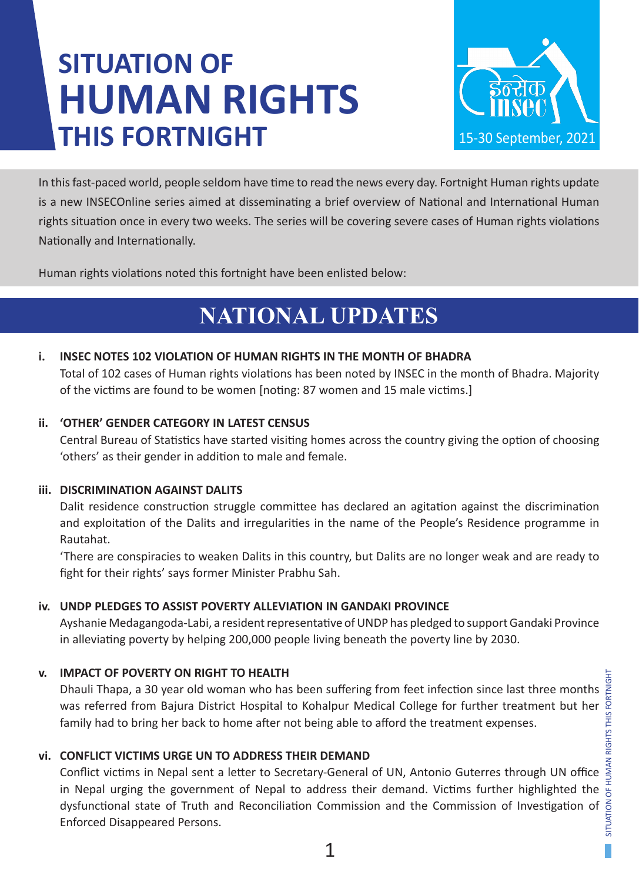# SITUATION OF HUMAN RIGHTS THIS FORTNIGHT

इन्सेक INSEC

15-30 September, 2021

In this fast-paced world, people seldom have time to read the news every day. Fortnight Human rights update is a new INSECOnline series aimed at disseminating a brief overview of National and International Human rights situation once in every two weeks. The series will be covering severe cases of Human rights violations Nationally and Internationally.

Human rights violations noted this fortnight have been enlisted below:

## NATIONAL UPDATES

### i. INSEC NOTES 102 VIOLATION OF HUMAN RIGHTS IN THE MONTH OF BHADRA

Total of 102 cases of Human rights violations has been noted by INSEC in the month of Bhadra. Majority of the victims are found to be women [noting: 87 women and 15 male victims.]

### ii. 'OTHER' GENDER CATEGORY IN LATEST CENSUS

Central Bureau of Statistics have started visiting homes across the country giving the option of choosing 'others' as their gender in addition to male and female.

### iii. DISCRIMINATION AGAINST DALITS

Dalit residence construction struggle committee has declared an agitation against the discrimination and exploitation of the Dalits and irregularities in the name of the People's Residence programme in Rautahat.

'There are conspiracies to weaken Dalits in this country, but Dalits are no longer weak and are ready to fight for their rights' says former Minister Prabhu Sah.

### iv. UNDP PLEDGES TO ASSIST POVERTY ALLEVIATION IN GANDAKI PROVINCE

Ayshanie Medagangoda-Labi, a resident representative of UNDP has pledged to support Gandaki Province in alleviating poverty by helping 200,000 people living beneath the poverty line by 2030.

### v. IMPACT OF POVERTY ON RIGHT TO HEALTH

Dhauli Thapa, a 30 year old woman who has been suffering from feet infection since last three months was referred from Bajura District Hospital to Kohalpur Medical College for further treatment but her family had to bring her back to home after not being able to afford the treatment expenses.

### vi. CONFLICT VICTIMS URGE UN TO ADDRESS THEIR DEMAND

Conflict victims in Nepal sent a letter to Secretary-General of UN, Antonio Guterres through UN office in Nepal urging the government of Nepal to address their demand. Victims further highlighted the dysfunctional state of Truth and Reconciliation Commission and the Commission of Investigation of Enforced Disappeared Persons.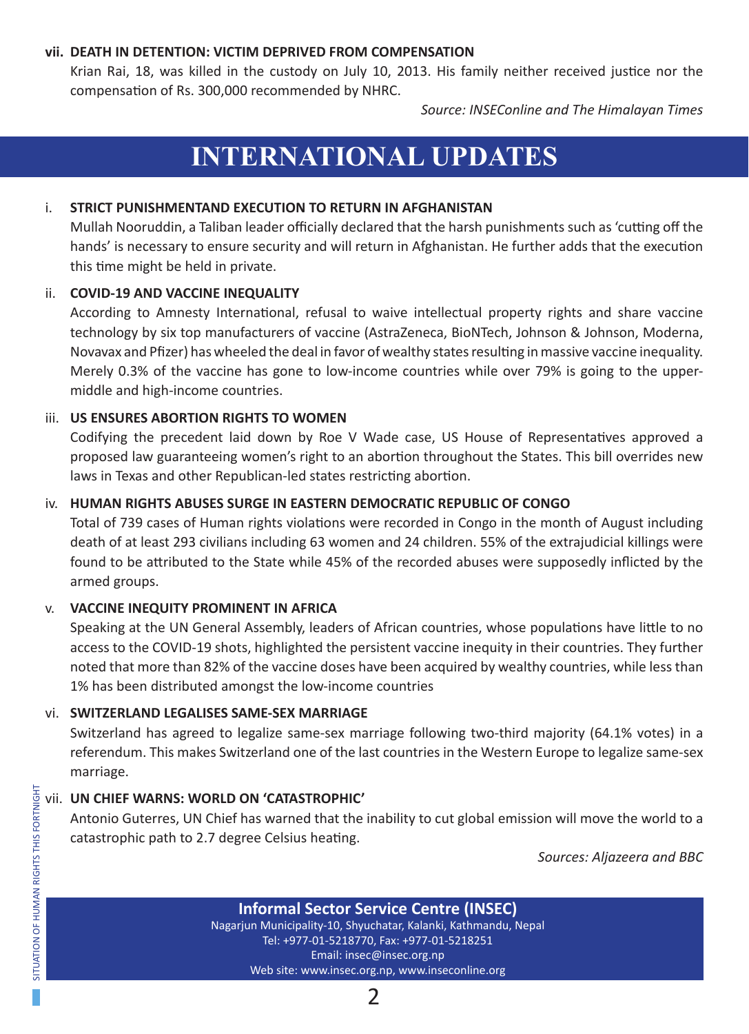**vii. DEATH IN DETENTION: VICTIM DEPRIVED FROM COMPENSATION**

Krian Rai, 18, was killed in the custody on July 10, 2013. His family neither received justice nor the compensation of Rs. 300,000 recommended by NHRC.

*Source: INSEConline and The Himalayan Times*

# INTERNATIONAL UPDATES

i. **STRICT PUNISHMENTAND EXECUTION TO RETURN IN AFGHANISTAN**

Mullah Nooruddin, a Taliban leader officially declared that the harsh punishments such as 'cutting off the hands' is necessary to ensure security and will return in Afghanistan. He further adds that the execution this time might be held in private.

ii. **COVID-19 AND VACCINE INEQUALITY**

According to Amnesty International, refusal to waive intellectual property rights and share vaccine technology by six top manufacturers of vaccine (AstraZeneca, BioNTech, Johnson & Johnson, Moderna, Novavax and Pfizer) has wheeled the deal in favor of wealthy states resulting in massive vaccine inequality. Merely 0.3% of the vaccine has gone to low-income countries while over 79% is going to the upper-middle and high-income countries.

iii. **US ENSURES ABORTION RIGHTS TO WOMEN**

Codifying the precedent laid down by Roe V Wade case, US House of Representatives approved a proposed law guaranteeing women's right to an abortion throughout the States. This bill overrides new laws in Texas and other Republican-led states restricting abortion.

iv. **HUMAN RIGHTS ABUSES SURGE IN EASTERN DEMOCRATIC REPUBLIC OF CONGO**

Total of 739 cases of Human rights violations were recorded in Congo in the month of August including death of at least 293 civilians including 63 women and 24 children. 55% of the extrajudicial killings were found to be attributed to the State while 45% of the recorded abuses were supposedly inflicted by the armed groups.

v. **VACCINE INEQUITY PROMINENT IN AFRICA**

Speaking at the UN General Assembly, leaders of African countries, whose populations have little to no access to the COVID-19 shots, highlighted the persistent vaccine inequity in their countries. They further noted that more than 82% of the vaccine doses have been acquired by wealthy countries, while less than 1% has been distributed amongst the low-income countries

vi. **SWITZERLAND LEGALISES SAME-SEX MARRIAGE**

Switzerland has agreed to legalize same-sex marriage following two-third majority (64.1% votes) in a referendum. This makes Switzerland one of the last countries in the Western Europe to legalize same-sex marriage.

vii. **UN CHIEF WARNS: WORLD ON 'CATASTROPHIC'**

Antonio Guterres, UN Chief has warned that the inability to cut global emission will move the world to a catastrophic path to 2.7 degree Celsius heating.

*Sources: Aljazeera and BBC*

**Informal Sector Service Centre (INSEC)**
Nagarjun Municipality-10, Shyuchatar, Kalanki, Kathmandu, Nepal
Tel: +977-01-5218770, Fax: +977-01-5218251
Email: insec@insec.org.np
Web site: www.insec.org.np, www.inseconline.org